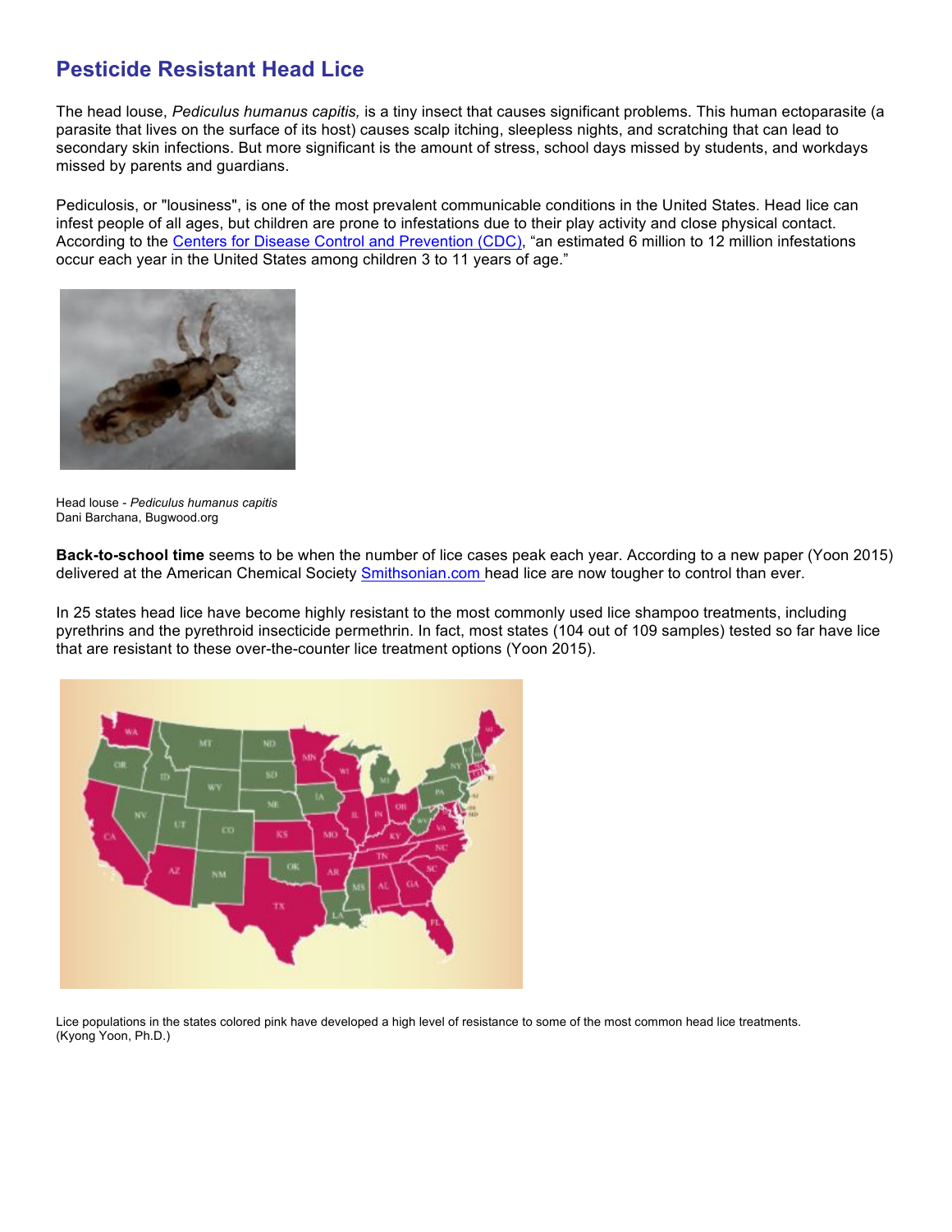# Pesticide Resistant Head Lice

The head louse, *Pediculus humanus capitis,* is a tiny insect that causes significant problems. This human ectoparasite (a parasite that lives on the surface of its host) causes scalp itching, sleepless nights, and scratching that can lead to secondary skin infections. But more significant is the amount of stress, school days missed by students, and workdays missed by parents and guardians.

Pediculosis, or "lousiness", is one of the most prevalent communicable conditions in the United States. Head lice can infest people of all ages, but children are prone to infestations due to their play activity and close physical contact. According to the Centers for Disease Control and Prevention (CDC), "an estimated 6 million to 12 million infestations occur each year in the United States among children 3 to 11 years of age."

Head louse - *Pediculus humanus capitis*
Dani Barchana, Bugwood.org

**Back-to-school time** seems to be when the number of lice cases peak each year. According to a new paper (Yoon 2015) delivered at the American Chemical Society Smithsonian.com head lice are now tougher to control than ever.

In 25 states head lice have become highly resistant to the most commonly used lice shampoo treatments, including pyrethrins and the pyrethroid insecticide permethrin. In fact, most states (104 out of 109 samples) tested so far have lice that are resistant to these over-the-counter lice treatment options (Yoon 2015).

Lice populations in the states colored pink have developed a high level of resistance to some of the most common head lice treatments.
(Kyong Yoon, Ph.D.)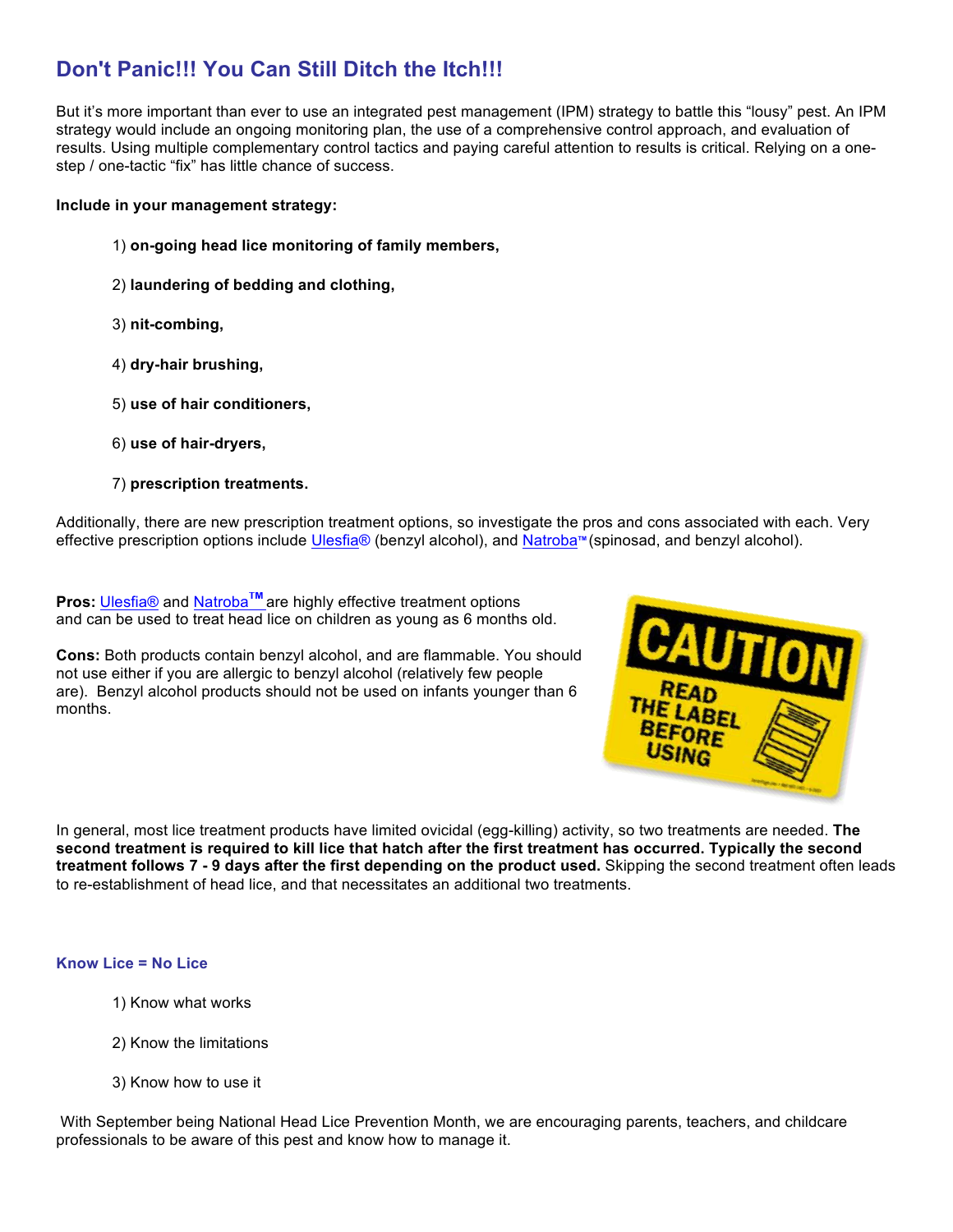## Don't Panic!!! You Can Still Ditch the Itch!!!

But it's more important than ever to use an integrated pest management (IPM) strategy to battle this "lousy" pest. An IPM strategy would include an ongoing monitoring plan, the use of a comprehensive control approach, and evaluation of results. Using multiple complementary control tactics and paying careful attention to results is critical. Relying on a one-step / one-tactic "fix" has little chance of success.

**Include in your management strategy:**

1) **on-going head lice monitoring of family members,**

2) **laundering of bedding and clothing,**

3) **nit-combing,**

4) **dry-hair brushing,**

5) **use of hair conditioners,**

6) **use of hair-dryers,**

7) **prescription treatments.**

Additionally, there are new prescription treatment options, so investigate the pros and cons associated with each. Very effective prescription options include Ulesfia® (benzyl alcohol), and Natroba™ (spinosad, and benzyl alcohol).

**Pros:** Ulesfia® and Natroba™ are highly effective treatment options and can be used to treat head lice on children as young as 6 months old.

**Cons:** Both products contain benzyl alcohol, and are flammable. You should not use either if you are allergic to benzyl alcohol (relatively few people are). Benzyl alcohol products should not be used on infants younger than 6 months.

In general, most lice treatment products have limited ovicidal (egg-killing) activity, so two treatments are needed. **The second treatment is required to kill lice that hatch after the first treatment has occurred. Typically the second treatment follows 7 - 9 days after the first depending on the product used.** Skipping the second treatment often leads to re-establishment of head lice, and that necessitates an additional two treatments.

### Know Lice = No Lice

1) Know what works

2) Know the limitations

3) Know how to use it

With September being National Head Lice Prevention Month, we are encouraging parents, teachers, and childcare professionals to be aware of this pest and know how to manage it.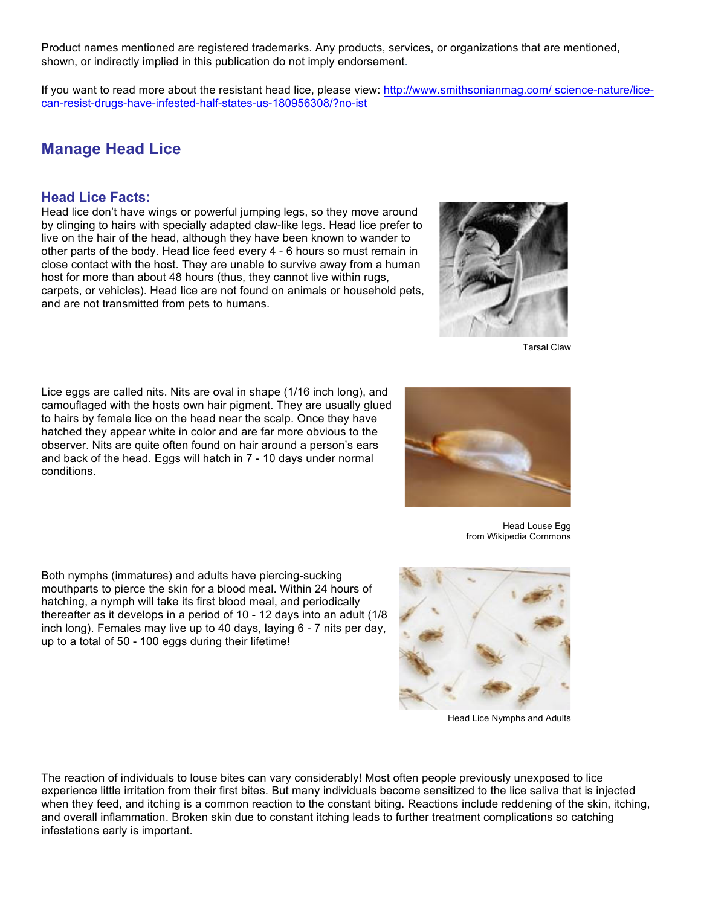Product names mentioned are registered trademarks. Any products, services, or organizations that are mentioned, shown, or indirectly implied in this publication do not imply endorsement.

If you want to read more about the resistant head lice, please view: http://www.smithsonianmag.com/ science-nature/lice-can-resist-drugs-have-infested-half-states-us-180956308/?no-ist

## Manage Head Lice

### Head Lice Facts:

Head lice don't have wings or powerful jumping legs, so they move around by clinging to hairs with specially adapted claw-like legs. Head lice prefer to live on the hair of the head, although they have been known to wander to other parts of the body. Head lice feed every 4 - 6 hours so must remain in close contact with the host. They are unable to survive away from a human host for more than about 48 hours (thus, they cannot live within rugs, carpets, or vehicles). Head lice are not found on animals or household pets, and are not transmitted from pets to humans.

Tarsal Claw

Lice eggs are called nits. Nits are oval in shape (1/16 inch long), and camouflaged with the hosts own hair pigment. They are usually glued to hairs by female lice on the head near the scalp. Once they have hatched they appear white in color and are far more obvious to the observer. Nits are quite often found on hair around a person's ears and back of the head. Eggs will hatch in 7 - 10 days under normal conditions.

Head Louse Egg
from Wikipedia Commons

Both nymphs (immatures) and adults have piercing-sucking mouthparts to pierce the skin for a blood meal. Within 24 hours of hatching, a nymph will take its first blood meal, and periodically thereafter as it develops in a period of 10 - 12 days into an adult (1/8 inch long). Females may live up to 40 days, laying 6 - 7 nits per day, up to a total of 50 - 100 eggs during their lifetime!

Head Lice Nymphs and Adults

The reaction of individuals to louse bites can vary considerably! Most often people previously unexposed to lice experience little irritation from their first bites. But many individuals become sensitized to the lice saliva that is injected when they feed, and itching is a common reaction to the constant biting. Reactions include reddening of the skin, itching, and overall inflammation. Broken skin due to constant itching leads to further treatment complications so catching infestations early is important.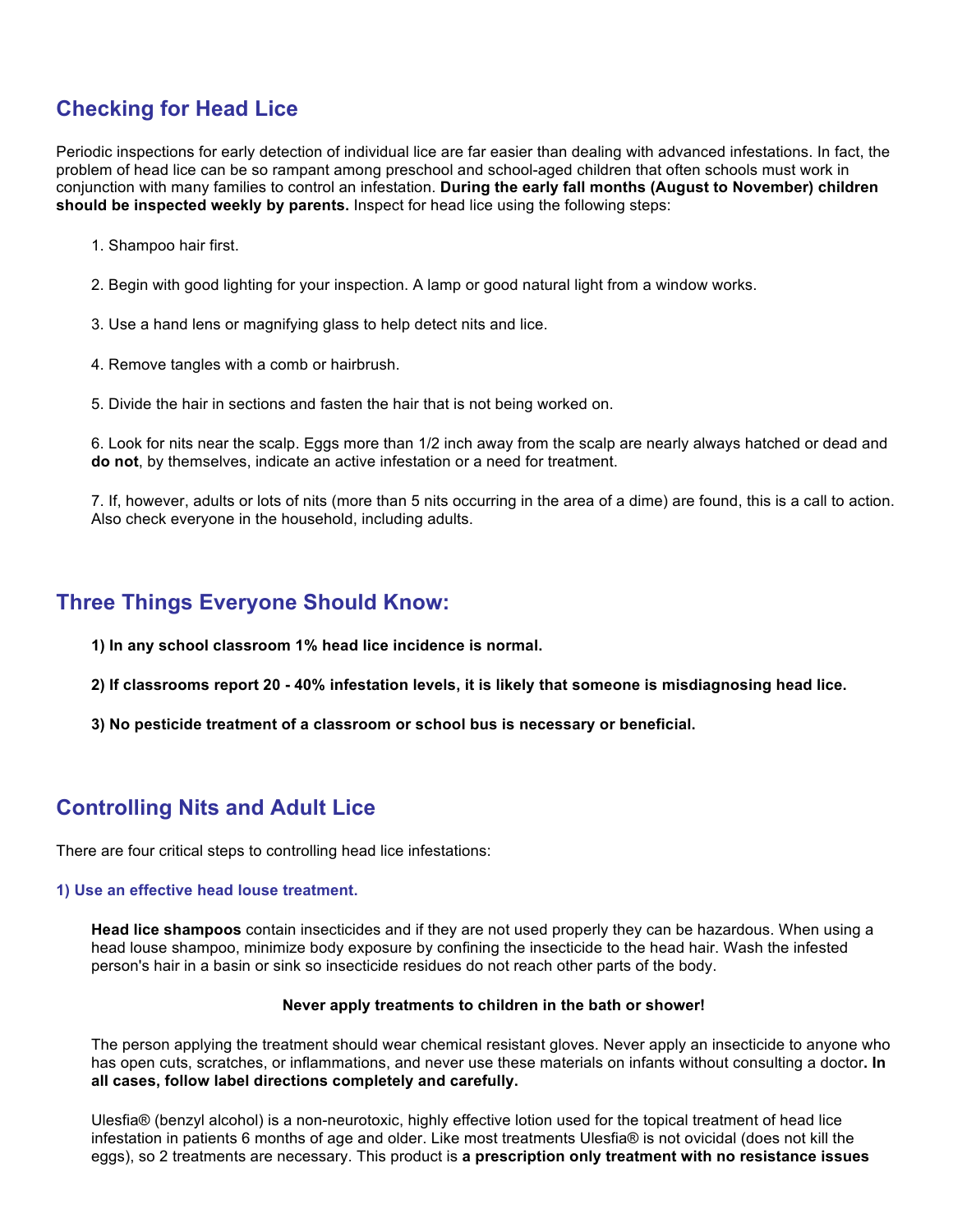## Checking for Head Lice

Periodic inspections for early detection of individual lice are far easier than dealing with advanced infestations. In fact, the problem of head lice can be so rampant among preschool and school-aged children that often schools must work in conjunction with many families to control an infestation. **During the early fall months (August to November) children should be inspected weekly by parents.** Inspect for head lice using the following steps:

1. Shampoo hair first.

2. Begin with good lighting for your inspection. A lamp or good natural light from a window works.

3. Use a hand lens or magnifying glass to help detect nits and lice.

4. Remove tangles with a comb or hairbrush.

5. Divide the hair in sections and fasten the hair that is not being worked on.

6. Look for nits near the scalp. Eggs more than 1/2 inch away from the scalp are nearly always hatched or dead and **do not**, by themselves, indicate an active infestation or a need for treatment.

7. If, however, adults or lots of nits (more than 5 nits occurring in the area of a dime) are found, this is a call to action. Also check everyone in the household, including adults.

## Three Things Everyone Should Know:

**1) In any school classroom 1% head lice incidence is normal.**

**2) If classrooms report 20 - 40% infestation levels, it is likely that someone is misdiagnosing head lice.**

**3) No pesticide treatment of a classroom or school bus is necessary or beneficial.**

## Controlling Nits and Adult Lice

There are four critical steps to controlling head lice infestations:

### 1) Use an effective head louse treatment.

**Head lice shampoos** contain insecticides and if they are not used properly they can be hazardous. When using a head louse shampoo, minimize body exposure by confining the insecticide to the head hair. Wash the infested person's hair in a basin or sink so insecticide residues do not reach other parts of the body.

**Never apply treatments to children in the bath or shower!**

The person applying the treatment should wear chemical resistant gloves. Never apply an insecticide to anyone who has open cuts, scratches, or inflammations, and never use these materials on infants without consulting a doctor**. In all cases, follow label directions completely and carefully.**

Ulesfia® (benzyl alcohol) is a non-neurotoxic, highly effective lotion used for the topical treatment of head lice infestation in patients 6 months of age and older. Like most treatments Ulesfia® is not ovicidal (does not kill the eggs), so 2 treatments are necessary. This product is **a prescription only treatment with no resistance issues**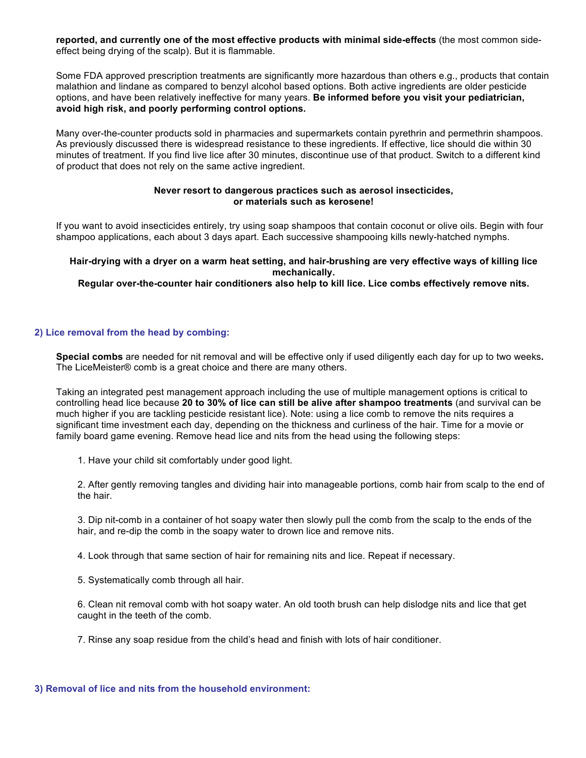**reported, and currently one of the most effective products with minimal side-effects** (the most common side-effect being drying of the scalp). But it is flammable.

Some FDA approved prescription treatments are significantly more hazardous than others e.g., products that contain malathion and lindane as compared to benzyl alcohol based options. Both active ingredients are older pesticide options, and have been relatively ineffective for many years. **Be informed before you visit your pediatrician, avoid high risk, and poorly performing control options.**

Many over-the-counter products sold in pharmacies and supermarkets contain pyrethrin and permethrin shampoos. As previously discussed there is widespread resistance to these ingredients. If effective, lice should die within 30 minutes of treatment. If you find live lice after 30 minutes, discontinue use of that product. Switch to a different kind of product that does not rely on the same active ingredient.

**Never resort to dangerous practices such as aerosol insecticides, or materials such as kerosene!**

If you want to avoid insecticides entirely, try using soap shampoos that contain coconut or olive oils. Begin with four shampoo applications, each about 3 days apart. Each successive shampooing kills newly-hatched nymphs.

**Hair-drying with a dryer on a warm heat setting, and hair-brushing are very effective ways of killing lice mechanically.**
**Regular over-the-counter hair conditioners also help to kill lice. Lice combs effectively remove nits.**

### 2) Lice removal from the head by combing:

**Special combs** are needed for nit removal and will be effective only if used diligently each day for up to two weeks**.** The LiceMeister® comb is a great choice and there are many others.

Taking an integrated pest management approach including the use of multiple management options is critical to controlling head lice because **20 to 30% of lice can still be alive after shampoo treatments** (and survival can be much higher if you are tackling pesticide resistant lice). Note: using a lice comb to remove the nits requires a significant time investment each day, depending on the thickness and curliness of the hair. Time for a movie or family board game evening. Remove head lice and nits from the head using the following steps:

1. Have your child sit comfortably under good light.

2. After gently removing tangles and dividing hair into manageable portions, comb hair from scalp to the end of the hair.

3. Dip nit-comb in a container of hot soapy water then slowly pull the comb from the scalp to the ends of the hair, and re-dip the comb in the soapy water to drown lice and remove nits.

4. Look through that same section of hair for remaining nits and lice. Repeat if necessary.

5. Systematically comb through all hair.

6. Clean nit removal comb with hot soapy water. An old tooth brush can help dislodge nits and lice that get caught in the teeth of the comb.

7. Rinse any soap residue from the child's head and finish with lots of hair conditioner.

### 3) Removal of lice and nits from the household environment: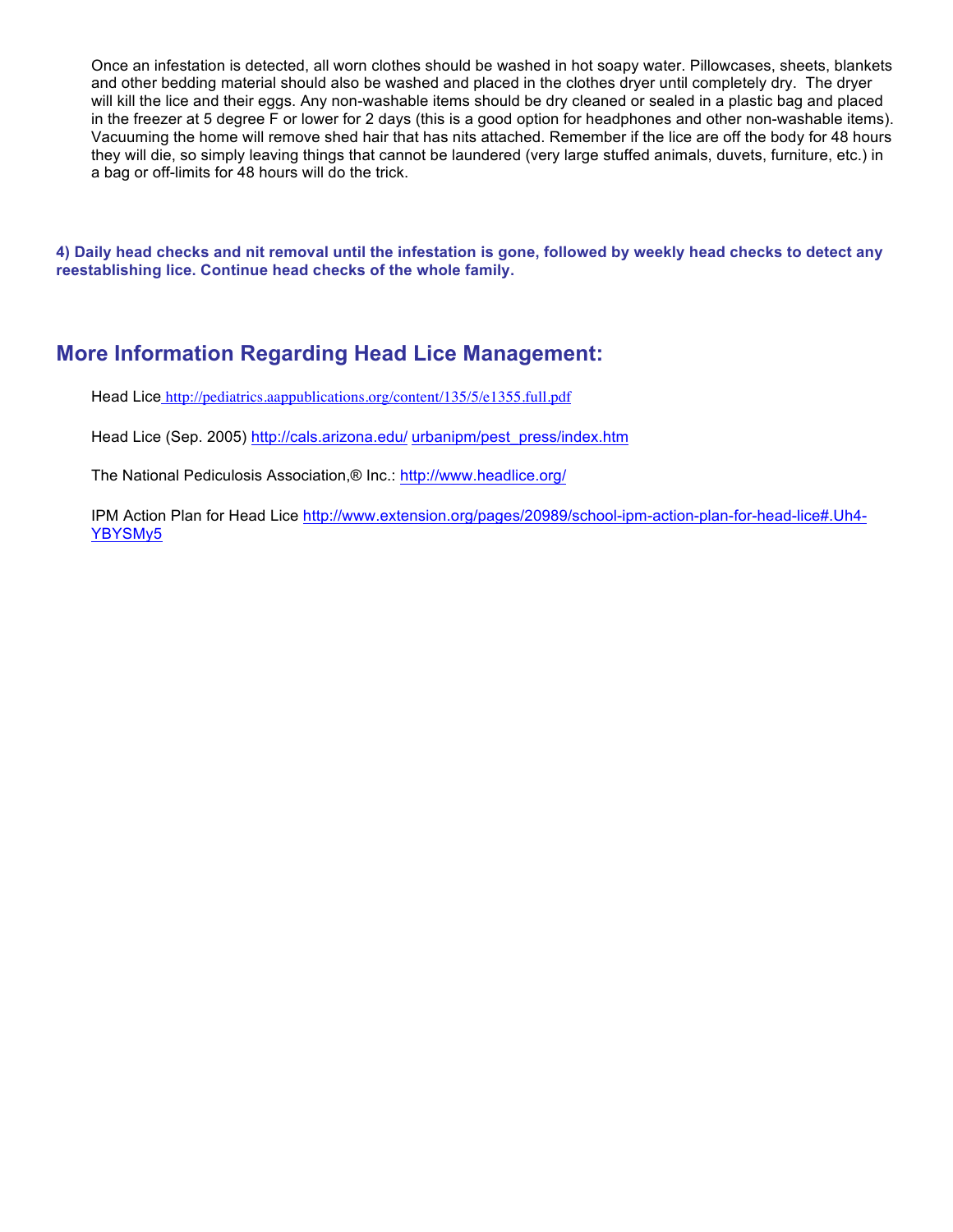Once an infestation is detected, all worn clothes should be washed in hot soapy water. Pillowcases, sheets, blankets and other bedding material should also be washed and placed in the clothes dryer until completely dry. The dryer will kill the lice and their eggs. Any non-washable items should be dry cleaned or sealed in a plastic bag and placed in the freezer at 5 degree F or lower for 2 days (this is a good option for headphones and other non-washable items). Vacuuming the home will remove shed hair that has nits attached. Remember if the lice are off the body for 48 hours they will die, so simply leaving things that cannot be laundered (very large stuffed animals, duvets, furniture, etc.) in a bag or off-limits for 48 hours will do the trick.

**4) Daily head checks and nit removal until the infestation is gone, followed by weekly head checks to detect any reestablishing lice. Continue head checks of the whole family.**

## More Information Regarding Head Lice Management:

Head Lice http://pediatrics.aappublications.org/content/135/5/e1355.full.pdf

Head Lice (Sep. 2005) http://cals.arizona.edu/ urbanipm/pest_press/index.htm

The National Pediculosis Association,® Inc.: http://www.headlice.org/

IPM Action Plan for Head Lice http://www.extension.org/pages/20989/school-ipm-action-plan-for-head-lice#.Uh4-YBYSMy5